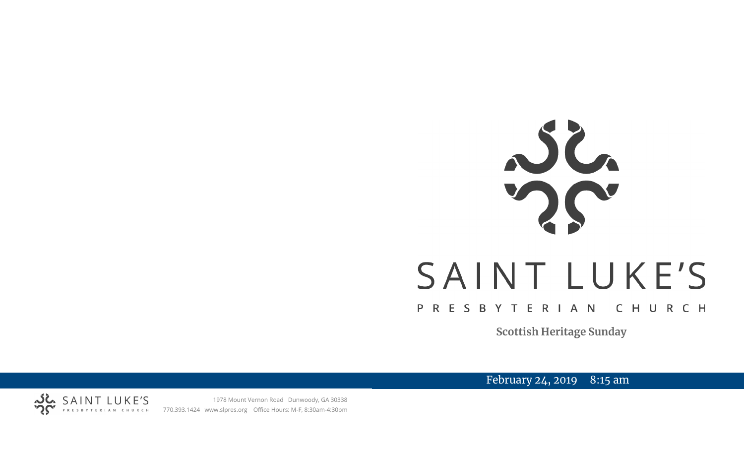# SAINT LUKE'S

PRESBYTERIAN CHURCH

**Scottish Heritage Sunday**

February 24, 2019 8:15 am

SAINT LUKE'S PRESBYTERIAN CHURCH

1978 Mount Vernon Road Dunwoody, GA 30338

770.393.1424 www.slpres.org Office Hours: M-F, 8:30am-4:30pm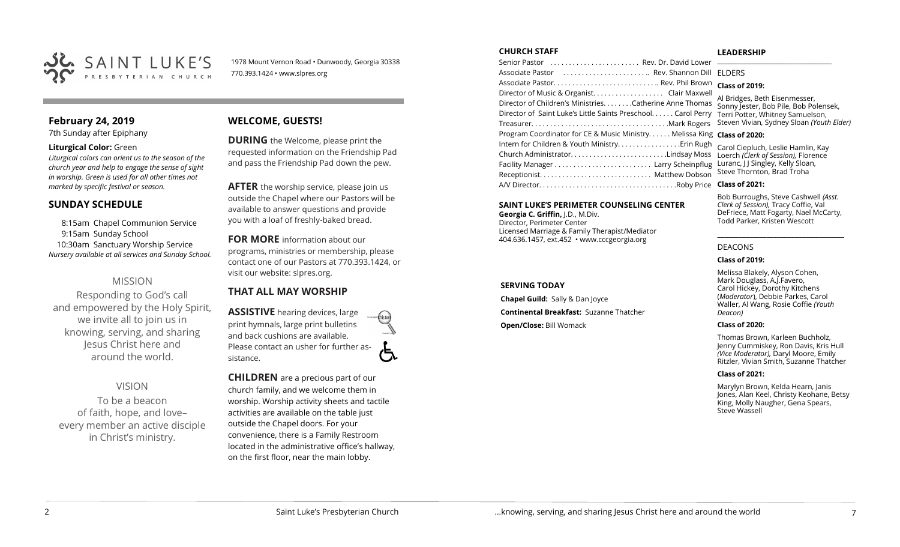SAINT LUKE'S PRESBYTERIAN CHURCH

1978 Mount Vernon Road • Dunwoody, Georgia 30338
770.393.1424 • www.slpres.org

## February 24, 2019

7th Sunday after Epiphany

**Liturgical Color:** Green

*Liturgical colors can orient us to the season of the church year and help to engage the sense of sight in worship. Green is used for all other times not marked by specific festival or season.*

## SUNDAY SCHEDULE

8:15am Chapel Communion Service
9:15am Sunday School
10:30am Sanctuary Worship Service
*Nursery available at all services and Sunday School.*

### MISSION

Responding to God's call and empowered by the Holy Spirit, we invite all to join us in knowing, serving, and sharing Jesus Christ here and around the world.

### VISION

To be a beacon of faith, hope, and love– every member an active disciple in Christ's ministry.

## WELCOME, GUESTS!

**DURING** the Welcome, please print the requested information on the Friendship Pad and pass the Friendship Pad down the pew.

**AFTER** the worship service, please join us outside the Chapel where our Pastors will be available to answer questions and provide you with a loaf of freshly-baked bread.

**FOR MORE** information about our programs, ministries or membership, please contact one of our Pastors at 770.393.1424, or visit our website: slpres.org.

## THAT ALL MAY WORSHIP

**ASSISTIVE** hearing devices, large print hymnals, large print bulletins and back cushions are available. Please contact an usher for further assistance.

**CHILDREN** are a precious part of our church family, and we welcome them in worship. Worship activity sheets and tactile activities are available on the table just outside the Chapel doors. For your convenience, there is a Family Restroom located in the administrative office's hallway, on the first floor, near the main lobby.

## CHURCH STAFF

Senior Pastor . . . . . . . . . . . . . . . . . . . . . . . . Rev. Dr. David Lower
Associate Pastor . . . . . . . . . . . . . . . . . . . . . . .. Rev. Shannon Dill
Associate Pastor. . . . . . . . . . . . . . . . . . . . . . . . . . . .. Rev. Phil Brown
Director of Music & Organist. . . . . . . . . . . . . . . . . . Clair Maxwell
Director of Children's Ministries. . . . . . . .Catherine Anne Thomas
Director of Saint Luke's Little Saints Preschool. . . . . . Carol Perry
Treasurer. . . . . . . . . . . . . . . . . . . . . . . . . . . . . . . . . . . .Mark Rogers
Program Coordinator for CE & Music Ministry. . . . . . Melissa King
Intern for Children & Youth Ministry. . . . . . . . . . . . . . . . .Erin Rugh
Church Administrator. . . . . . . . . . . . . . . . . . . . . . . . . .Lindsay Moss
Facility Manager . . . . . . . . . . . . . . . . . . . . . . . . . . Larry Scheinpflug
Receptionist. . . . . . . . . . . . . . . . . . . . . . . . . . . . . . Matthew Dobson
A/V Director. . . . . . . . . . . . . . . . . . . . . . . . . . . . . . . . . . . . .Roby Price

## SAINT LUKE'S PERIMETER COUNSELING CENTER

**Georgia C. Griffin,** J.D., M.Div.
Director, Perimeter Center
Licensed Marriage & Family Therapist/Mediator
404.636.1457, ext.452 • www.cccgeorgia.org

## SERVING TODAY

**Chapel Guild:** Sally & Dan Joyce
**Continental Breakfast:** Suzanne Thatcher
**Open/Close:** Bill Womack

## LEADERSHIP

ELDERS

**Class of 2019:**

Al Bridges, Beth Eisenmesser, Sonny Jester, Bob Pile, Bob Polensek, Terri Potter, Whitney Samuelson, Steven Vivian, Sydney Sloan *(Youth Elder)*

**Class of 2020:**

Carol Ciepluch, Leslie Hamlin, Kay Loerch *(Clerk of Session),* Florence Luranc, J J Singley, Kelly Sloan, Steve Thornton, Brad Troha

**Class of 2021:**

Bob Burroughs, Steve Cashwell *(Asst. Clerk of Session),* Tracy Coffie, Val DeFriece, Matt Fogarty, Nael McCarty, Todd Parker, Kristen Wescott

DEACONS

**Class of 2019:**

Melissa Blakely, Alyson Cohen, Mark Douglass, A.J.Favero, Carol Hickey, Dorothy Kitchens (*Moderator*), Debbie Parkes, Carol Waller, Al Wang, Rosie Coffie *(Youth Deacon)*

**Class of 2020:**

Thomas Brown, Karleen Buchholz, Jenny Cummiskey, Ron Davis, Kris Hull *(Vice Moderator),* Daryl Moore, Emily Ritzler, Vivian Smith, Suzanne Thatcher

**Class of 2021:**

Marylyn Brown, Kelda Hearn, Janis Jones, Alan Keel, Christy Keohane, Betsy King, Molly Naugher, Gena Spears, Steve Wassell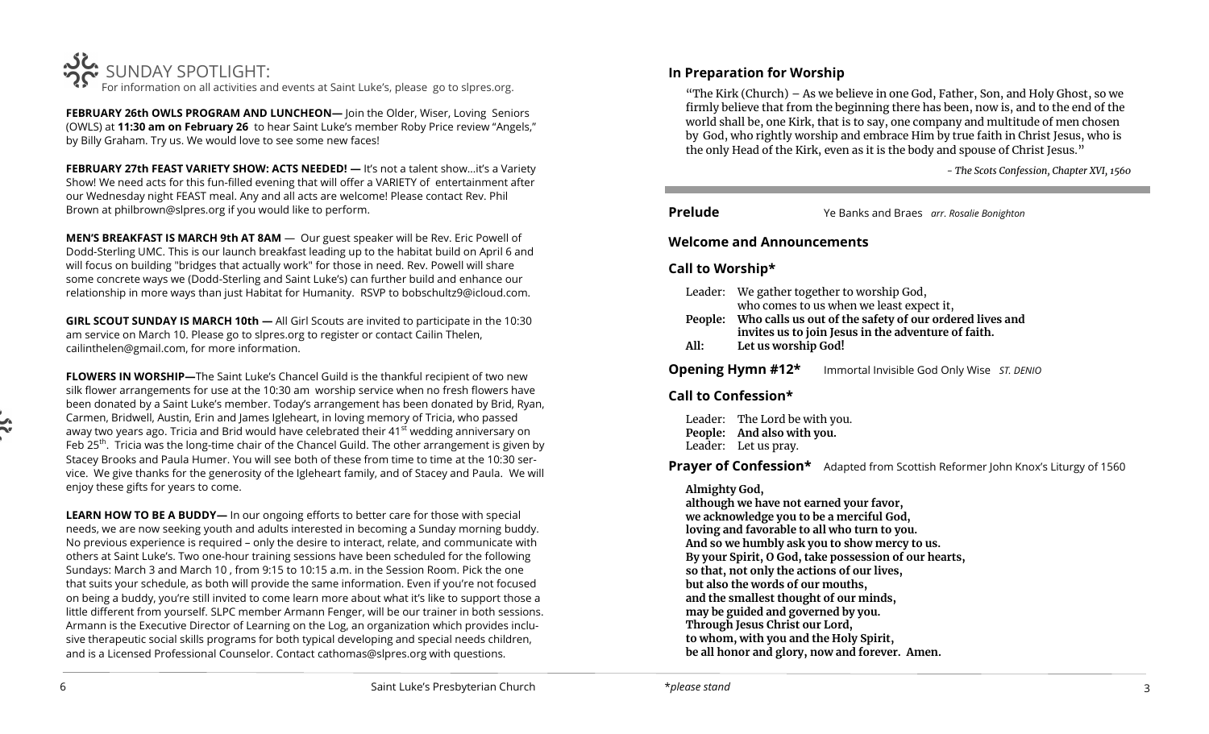## SUNDAY SPOTLIGHT:

For information on all activities and events at Saint Luke's, please go to slpres.org.

**FEBRUARY 26th OWLS PROGRAM AND LUNCHEON—** Join the Older, Wiser, Loving Seniors (OWLS) at **11:30 am on February 26** to hear Saint Luke's member Roby Price review "Angels," by Billy Graham. Try us. We would love to see some new faces!

**FEBRUARY 27th FEAST VARIETY SHOW: ACTS NEEDED! —** It's not a talent show...it's a Variety Show! We need acts for this fun-filled evening that will offer a VARIETY of entertainment after our Wednesday night FEAST meal. Any and all acts are welcome! Please contact Rev. Phil Brown at philbrown@slpres.org if you would like to perform.

**MEN'S BREAKFAST IS MARCH 9th AT 8AM** — Our guest speaker will be Rev. Eric Powell of Dodd-Sterling UMC. This is our launch breakfast leading up to the habitat build on April 6 and will focus on building "bridges that actually work" for those in need. Rev. Powell will share some concrete ways we (Dodd-Sterling and Saint Luke's) can further build and enhance our relationship in more ways than just Habitat for Humanity. RSVP to bobschultz9@icloud.com.

**GIRL SCOUT SUNDAY IS MARCH 10th —** All Girl Scouts are invited to participate in the 10:30 am service on March 10. Please go to slpres.org to register or contact Cailin Thelen, cailinthelen@gmail.com, for more information.

**FLOWERS IN WORSHIP—**The Saint Luke's Chancel Guild is the thankful recipient of two new silk flower arrangements for use at the 10:30 am worship service when no fresh flowers have been donated by a Saint Luke's member. Today's arrangement has been donated by Brid, Ryan, Carmen, Bridwell, Austin, Erin and James Igleheart, in loving memory of Tricia, who passed away two years ago. Tricia and Brid would have celebrated their 41st wedding anniversary on Feb 25th. Tricia was the long-time chair of the Chancel Guild. The other arrangement is given by Stacey Brooks and Paula Humer. You will see both of these from time to time at the 10:30 service. We give thanks for the generosity of the Igleheart family, and of Stacey and Paula. We will enjoy these gifts for years to come.

**LEARN HOW TO BE A BUDDY—** In our ongoing efforts to better care for those with special needs, we are now seeking youth and adults interested in becoming a Sunday morning buddy. No previous experience is required – only the desire to interact, relate, and communicate with others at Saint Luke's. Two one-hour training sessions have been scheduled for the following Sundays: March 3 and March 10 , from 9:15 to 10:15 a.m. in the Session Room. Pick the one that suits your schedule, as both will provide the same information. Even if you're not focused on being a buddy, you're still invited to come learn more about what it's like to support those a little different from yourself. SLPC member Armann Fenger, will be our trainer in both sessions. Armann is the Executive Director of Learning on the Log, an organization which provides inclusive therapeutic social skills programs for both typical developing and special needs children, and is a Licensed Professional Counselor. Contact cathomas@slpres.org with questions.

## In Preparation for Worship

"The Kirk (Church) – As we believe in one God, Father, Son, and Holy Ghost, so we firmly believe that from the beginning there has been, now is, and to the end of the world shall be, one Kirk, that is to say, one company and multitude of men chosen by God, who rightly worship and embrace Him by true faith in Christ Jesus, who is the only Head of the Kirk, even as it is the body and spouse of Christ Jesus."

*- The Scots Confession, Chapter XVI, 1560*

**Prelude** Ye Banks and Braes *arr. Rosalie Bonighton*

**Welcome and Announcements**

**Call to Worship***

Leader: We gather together to worship God, who comes to us when we least expect it,
**People: Who calls us out of the safety of our ordered lives and invites us to join Jesus in the adventure of faith.**
**All: Let us worship God!**

**Opening Hymn #12*** Immortal Invisible God Only Wise *ST. DENIO*

**Call to Confession***

Leader: The Lord be with you.
**People: And also with you.**
Leader: Let us pray.

**Prayer of Confession*** Adapted from Scottish Reformer John Knox's Liturgy of 1560

**Almighty God,**
**although we have not earned your favor,**
**we acknowledge you to be a merciful God,**
**loving and favorable to all who turn to you.**
**And so we humbly ask you to show mercy to us.**
**By your Spirit, O God, take possession of our hearts,**
**so that, not only the actions of our lives,**
**but also the words of our mouths,**
**and the smallest thought of our minds,**
**may be guided and governed by you.**
**Through Jesus Christ our Lord,**
**to whom, with you and the Holy Spirit,**
**be all honor and glory, now and forever. Amen.**

*please stand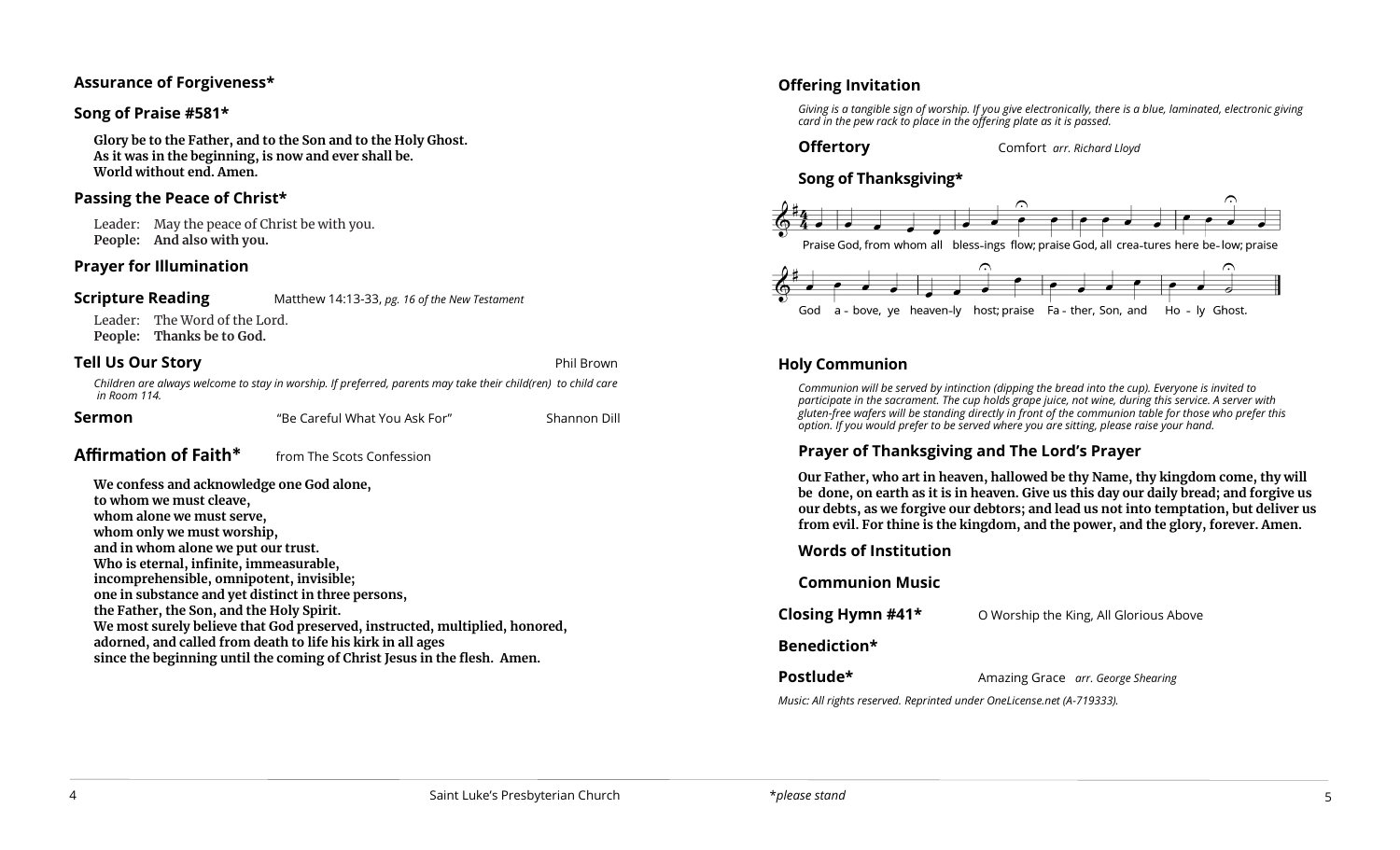**Assurance of Forgiveness***

**Song of Praise #581***

**Glory be to the Father, and to the Son and to the Holy Ghost.**
**As it was in the beginning, is now and ever shall be.**
**World without end. Amen.**

**Passing the Peace of Christ***

Leader: May the peace of Christ be with you.
**People: And also with you.**

**Prayer for Illumination**

**Scripture Reading** Matthew 14:13-33, *pg. 16 of the New Testament*

Leader: The Word of the Lord.
**People: Thanks be to God.**

**Tell Us Our Story** Phil Brown

*Children are always welcome to stay in worship. If preferred, parents may take their child(ren) to child care in Room 114.*

**Sermon** "Be Careful What You Ask For" Shannon Dill

**Affirmation of Faith*** from The Scots Confession

**We confess and acknowledge one God alone,**
**to whom we must cleave,**
**whom alone we must serve,**
**whom only we must worship,**
**and in whom alone we put our trust.**
**Who is eternal, infinite, immeasurable,**
**incomprehensible, omnipotent, invisible;**
**one in substance and yet distinct in three persons,**
**the Father, the Son, and the Holy Spirit.**
**We most surely believe that God preserved, instructed, multiplied, honored,**
**adorned, and called from death to life his kirk in all ages**
**since the beginning until the coming of Christ Jesus in the flesh. Amen.**

**Offering Invitation**

*Giving is a tangible sign of worship. If you give electronically, there is a blue, laminated, electronic giving card in the pew rack to place in the offering plate as it is passed.*

**Offertory** Comfort *arr. Richard Lloyd*

**Song of Thanksgiving***

Praise God, from whom all bless-ings flow; praise God, all crea-tures here be-low; praise God a-bove, ye heaven-ly host; praise Fa-ther, Son, and Ho-ly Ghost.

**Holy Communion**

*Communion will be served by intinction (dipping the bread into the cup). Everyone is invited to participate in the sacrament. The cup holds grape juice, not wine, during this service. A server with gluten-free wafers will be standing directly in front of the communion table for those who prefer this option. If you would prefer to be served where you are sitting, please raise your hand.*

**Prayer of Thanksgiving and The Lord's Prayer**

**Our Father, who art in heaven, hallowed be thy Name, thy kingdom come, thy will be done, on earth as it is in heaven. Give us this day our daily bread; and forgive us our debts, as we forgive our debtors; and lead us not into temptation, but deliver us from evil. For thine is the kingdom, and the power, and the glory, forever. Amen.**

**Words of Institution**

**Communion Music**

**Closing Hymn #41*** O Worship the King, All Glorious Above

**Benediction***

**Postlude*** Amazing Grace *arr. George Shearing*

*Music: All rights reserved. Reprinted under OneLicense.net (A-719333).*

**please stand*